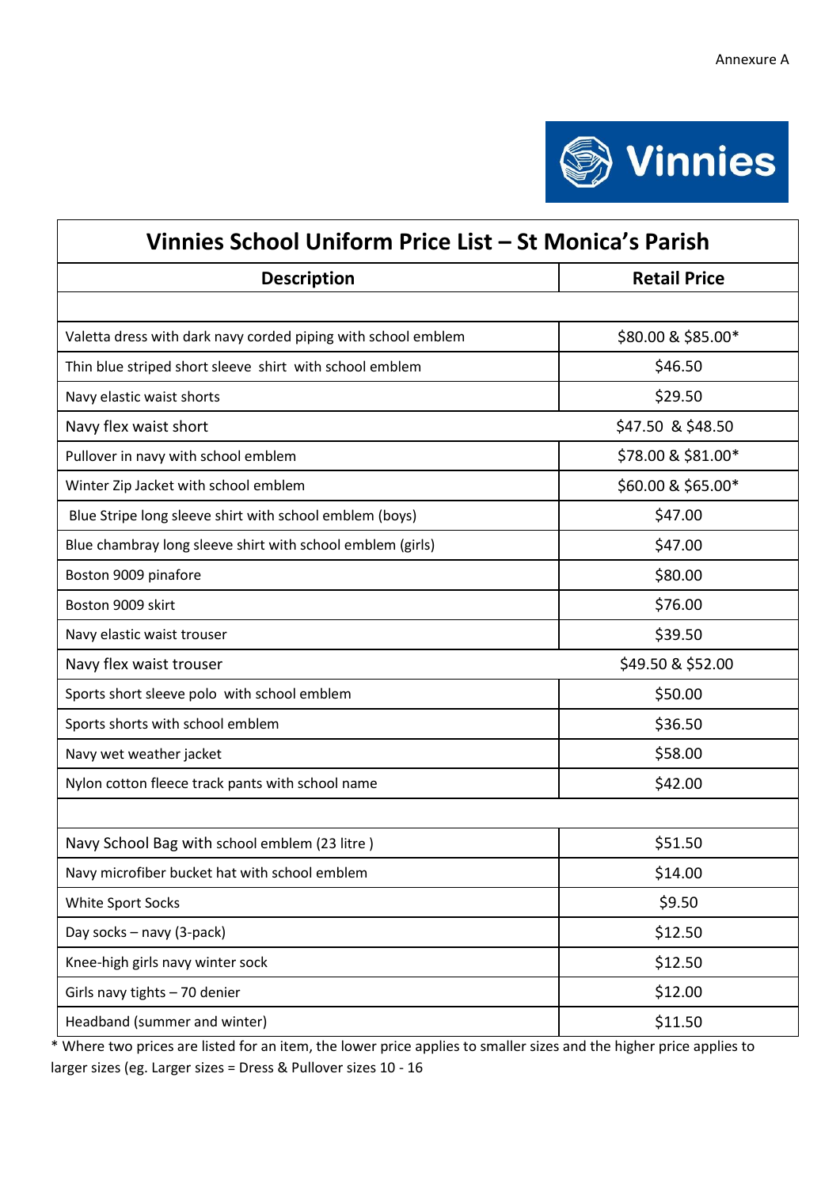Annexure A

Vinnies

| Vinnies School Uniform Price List – St Monica's Parish | |
|---|---|
| **Description** | **Retail Price** |
| | |
| Valetta dress with dark navy corded piping with school emblem | $80.00 & $85.00* |
| Thin blue striped short sleeve shirt with school emblem | $46.50 |
| Navy elastic waist shorts | $29.50 |
| Navy flex waist short | $47.50 & $48.50 |
| Pullover in navy with school emblem | $78.00 & $81.00* |
| Winter Zip Jacket with school emblem | $60.00 & $65.00* |
| Blue Stripe long sleeve shirt with school emblem (boys) | $47.00 |
| Blue chambray long sleeve shirt with school emblem (girls) | $47.00 |
| Boston 9009 pinafore | $80.00 |
| Boston 9009 skirt | $76.00 |
| Navy elastic waist trouser | $39.50 |
| Navy flex waist trouser | $49.50 & $52.00 |
| Sports short sleeve polo with school emblem | $50.00 |
| Sports shorts with school emblem | $36.50 |
| Navy wet weather jacket | $58.00 |
| Nylon cotton fleece track pants with school name | $42.00 |
| | |
| Navy School Bag with school emblem (23 litre ) | $51.50 |
| Navy microfiber bucket hat with school emblem | $14.00 |
| White Sport Socks | $9.50 |
| Day socks – navy (3-pack) | $12.50 |
| Knee-high girls navy winter sock | $12.50 |
| Girls navy tights – 70 denier | $12.00 |
| Headband (summer and winter) | $11.50 |

* Where two prices are listed for an item, the lower price applies to smaller sizes and the higher price applies to larger sizes (eg. Larger sizes = Dress & Pullover sizes 10 - 16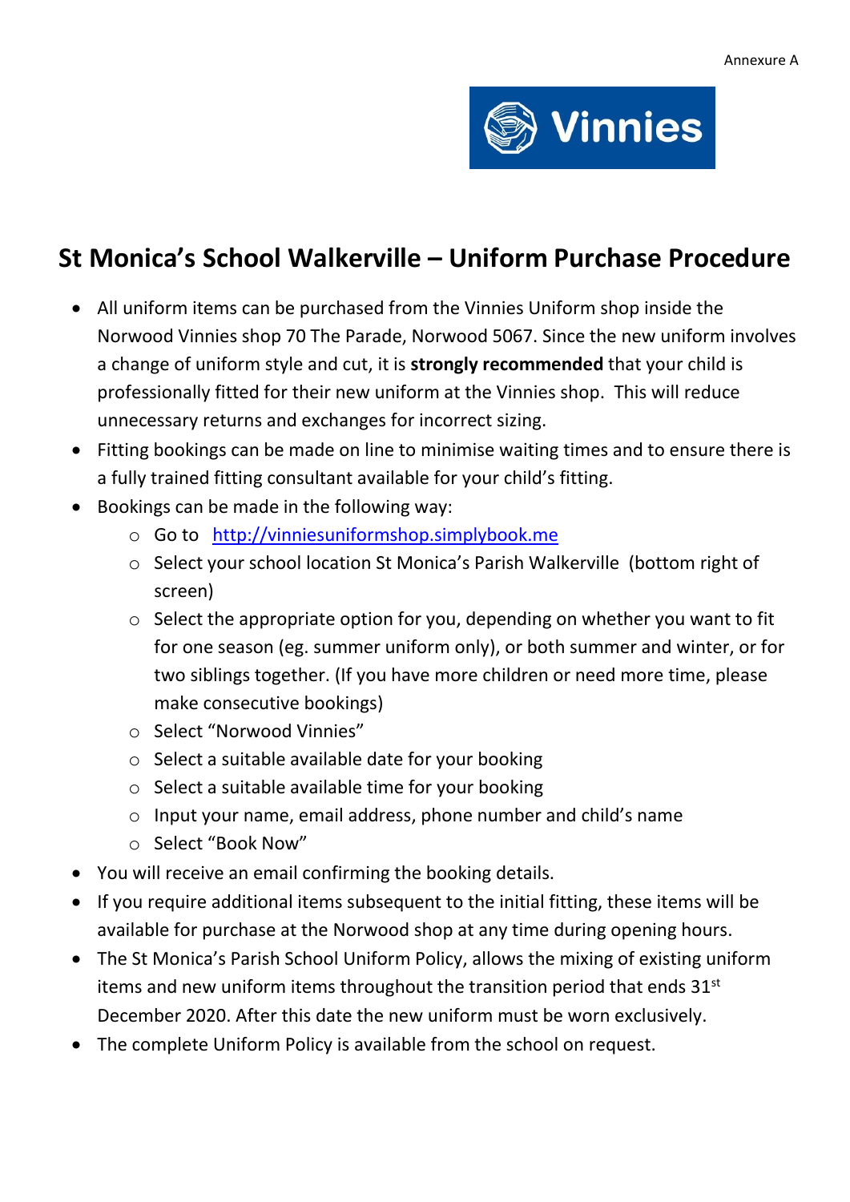Annexure A

Vinnies

# St Monica's School Walkerville – Uniform Purchase Procedure

- All uniform items can be purchased from the Vinnies Uniform shop inside the Norwood Vinnies shop 70 The Parade, Norwood 5067. Since the new uniform involves a change of uniform style and cut, it is **strongly recommended** that your child is professionally fitted for their new uniform at the Vinnies shop. This will reduce unnecessary returns and exchanges for incorrect sizing.
- Fitting bookings can be made on line to minimise waiting times and to ensure there is a fully trained fitting consultant available for your child's fitting.
- Bookings can be made in the following way:
  - Go to [http://vinniesuniformshop.simplybook.me](http://vinniesuniformshop.simplybook.me)
  - Select your school location St Monica's Parish Walkerville (bottom right of screen)
  - Select the appropriate option for you, depending on whether you want to fit for one season (eg. summer uniform only), or both summer and winter, or for two siblings together. (If you have more children or need more time, please make consecutive bookings)
  - Select "Norwood Vinnies"
  - Select a suitable available date for your booking
  - Select a suitable available time for your booking
  - Input your name, email address, phone number and child's name
  - Select "Book Now"
- You will receive an email confirming the booking details.
- If you require additional items subsequent to the initial fitting, these items will be available for purchase at the Norwood shop at any time during opening hours.
- The St Monica's Parish School Uniform Policy, allows the mixing of existing uniform items and new uniform items throughout the transition period that ends 31st December 2020. After this date the new uniform must be worn exclusively.
- The complete Uniform Policy is available from the school on request.